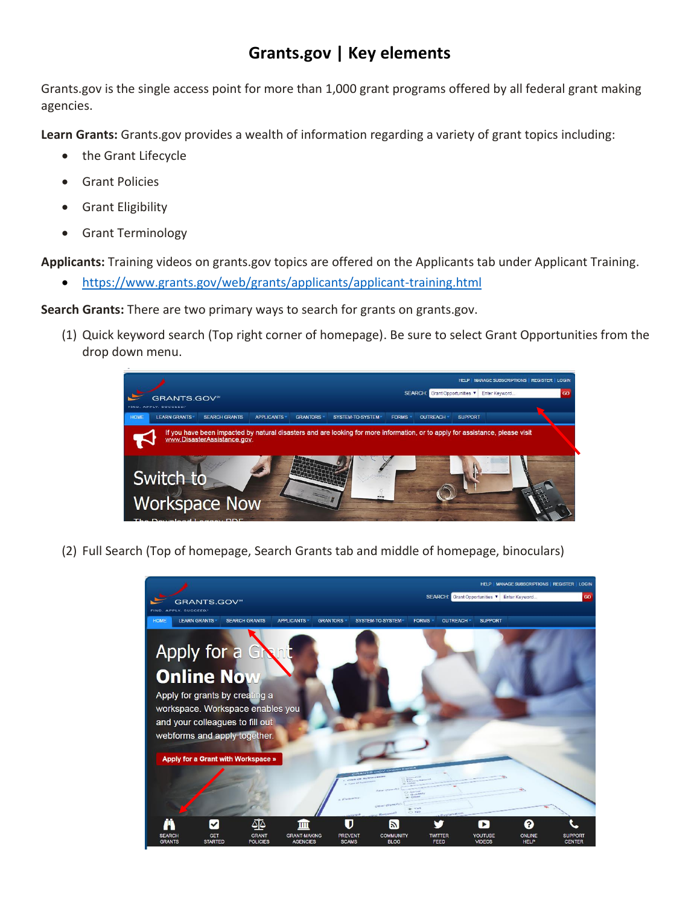# Grants.gov | Key elements

Grants.gov is the single access point for more than 1,000 grant programs offered by all federal grant making agencies.

**Learn Grants:** Grants.gov provides a wealth of information regarding a variety of grant topics including:

- the Grant Lifecycle
- Grant Policies
- Grant Eligibility
- Grant Terminology

**Applicants:** Training videos on grants.gov topics are offered on the Applicants tab under Applicant Training.

- https://www.grants.gov/web/grants/applicants/applicant-training.html

**Search Grants:** There are two primary ways to search for grants on grants.gov.

(1) Quick keyword search (Top right corner of homepage). Be sure to select Grant Opportunities from the drop down menu.

(2) Full Search (Top of homepage, Search Grants tab and middle of homepage, binoculars)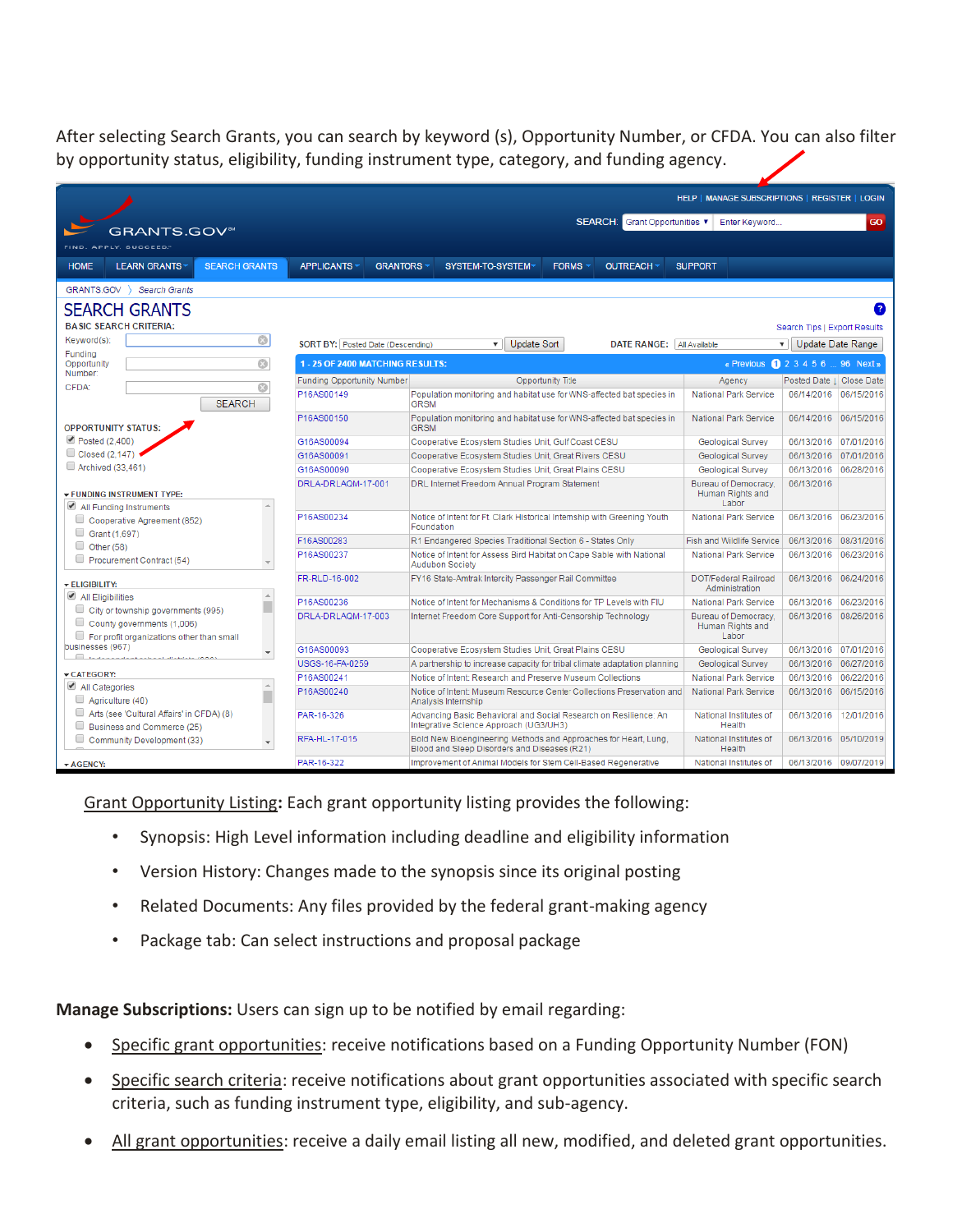After selecting Search Grants, you can search by keyword (s), Opportunity Number, or CFDA. You can also filter by opportunity status, eligibility, funding instrument type, category, and funding agency.

Grant Opportunity Listing: Each grant opportunity listing provides the following:

- Synopsis: High Level information including deadline and eligibility information
- Version History: Changes made to the synopsis since its original posting
- Related Documents: Any files provided by the federal grant-making agency
- Package tab: Can select instructions and proposal package

**Manage Subscriptions:** Users can sign up to be notified by email regarding:

- Specific grant opportunities: receive notifications based on a Funding Opportunity Number (FON)
- Specific search criteria: receive notifications about grant opportunities associated with specific search criteria, such as funding instrument type, eligibility, and sub-agency.
- All grant opportunities: receive a daily email listing all new, modified, and deleted grant opportunities.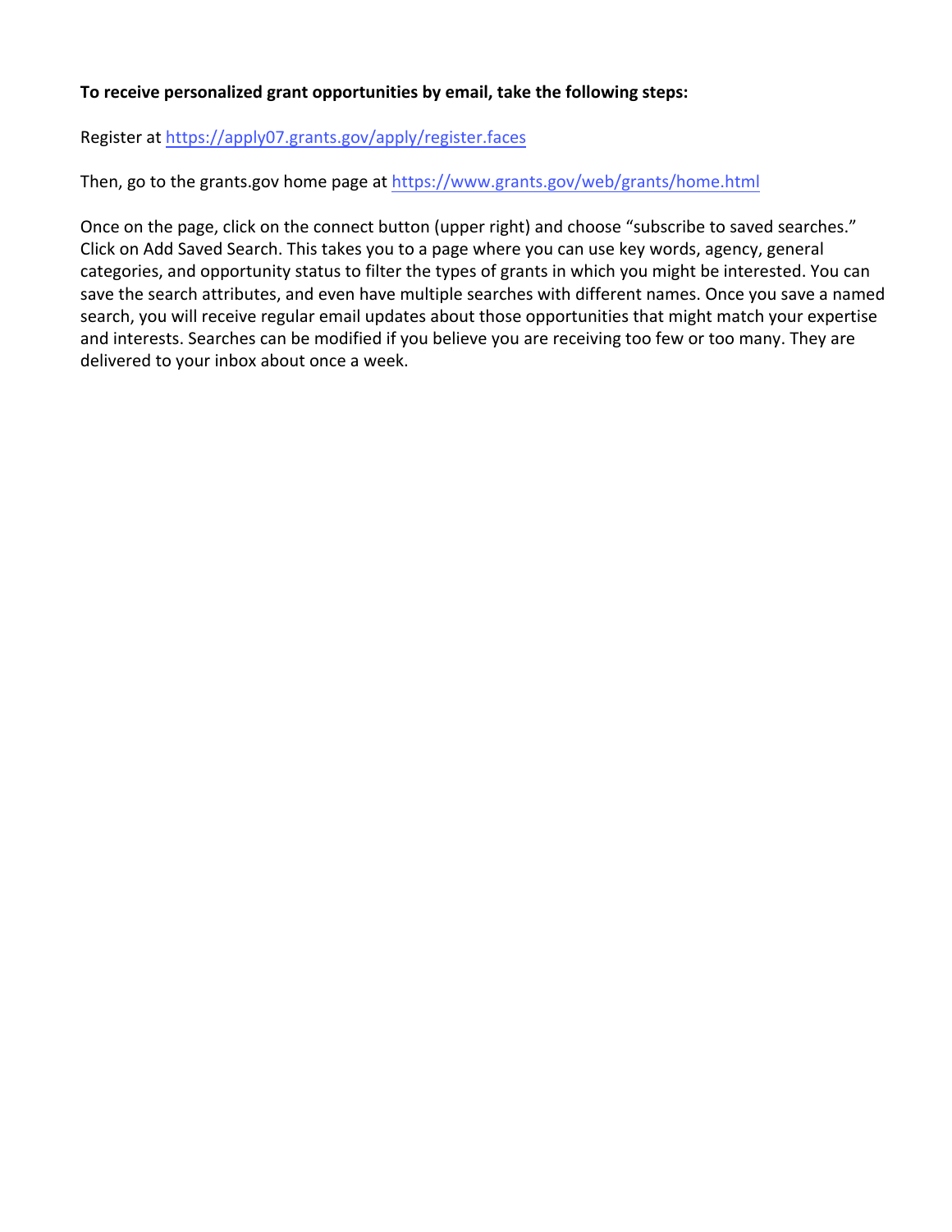**To receive personalized grant opportunities by email, take the following steps:**

Register at https://apply07.grants.gov/apply/register.faces

Then, go to the grants.gov home page at https://www.grants.gov/web/grants/home.html

Once on the page, click on the connect button (upper right) and choose "subscribe to saved searches." Click on Add Saved Search. This takes you to a page where you can use key words, agency, general categories, and opportunity status to filter the types of grants in which you might be interested. You can save the search attributes, and even have multiple searches with different names. Once you save a named search, you will receive regular email updates about those opportunities that might match your expertise and interests. Searches can be modified if you believe you are receiving too few or too many. They are delivered to your inbox about once a week.